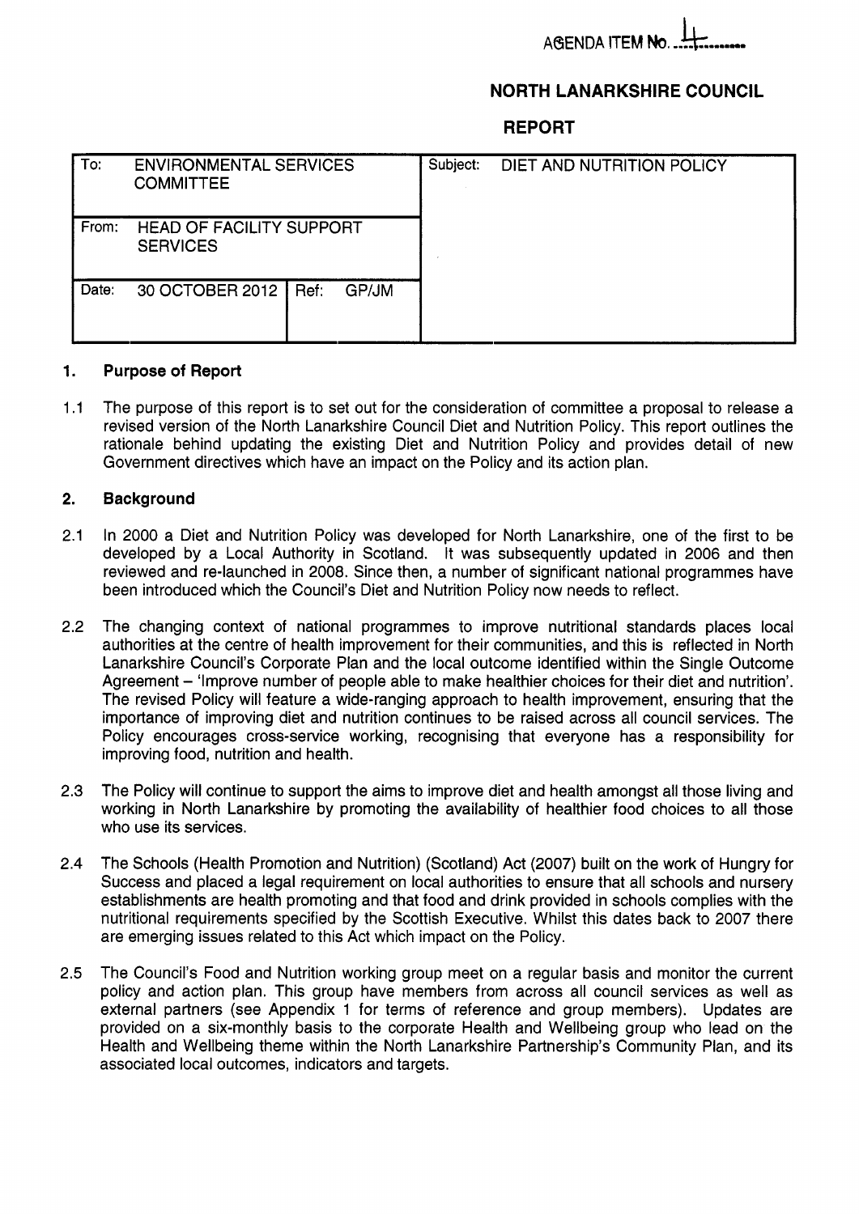AGENDA ITEM No. 4

**NORTH LANARKSHIRE COUNCIL**

**REPORT**

| To: ENVIRONMENTAL SERVICES COMMITTEE | | Subject: DIET AND NUTRITION POLICY |
|---|---|---|
| From: HEAD OF FACILITY SUPPORT SERVICES | | |
| Date: 30 OCTOBER 2012 | Ref: GP/JM | |

## 1. Purpose of Report

1.1 The purpose of this report is to set out for the consideration of committee a proposal to release a revised version of the North Lanarkshire Council Diet and Nutrition Policy. This report outlines the rationale behind updating the existing Diet and Nutrition Policy and provides detail of new Government directives which have an impact on the Policy and its action plan.

## 2. Background

2.1 In 2000 a Diet and Nutrition Policy was developed for North Lanarkshire, one of the first to be developed by a Local Authority in Scotland. It was subsequently updated in 2006 and then reviewed and re-launched in 2008. Since then, a number of significant national programmes have been introduced which the Council's Diet and Nutrition Policy now needs to reflect.

2.2 The changing context of national programmes to improve nutritional standards places local authorities at the centre of health improvement for their communities, and this is reflected in North Lanarkshire Council's Corporate Plan and the local outcome identified within the Single Outcome Agreement – 'Improve number of people able to make healthier choices for their diet and nutrition'. The revised Policy will feature a wide-ranging approach to health improvement, ensuring that the importance of improving diet and nutrition continues to be raised across all council services. The Policy encourages cross-service working, recognising that everyone has a responsibility for improving food, nutrition and health.

2.3 The Policy will continue to support the aims to improve diet and health amongst all those living and working in North Lanarkshire by promoting the availability of healthier food choices to all those who use its services.

2.4 The Schools (Health Promotion and Nutrition) (Scotland) Act (2007) built on the work of Hungry for Success and placed a legal requirement on local authorities to ensure that all schools and nursery establishments are health promoting and that food and drink provided in schools complies with the nutritional requirements specified by the Scottish Executive. Whilst this dates back to 2007 there are emerging issues related to this Act which impact on the Policy.

2.5 The Council's Food and Nutrition working group meet on a regular basis and monitor the current policy and action plan. This group have members from across all council services as well as external partners (see Appendix 1 for terms of reference and group members). Updates are provided on a six-monthly basis to the corporate Health and Wellbeing group who lead on the Health and Wellbeing theme within the North Lanarkshire Partnership's Community Plan, and its associated local outcomes, indicators and targets.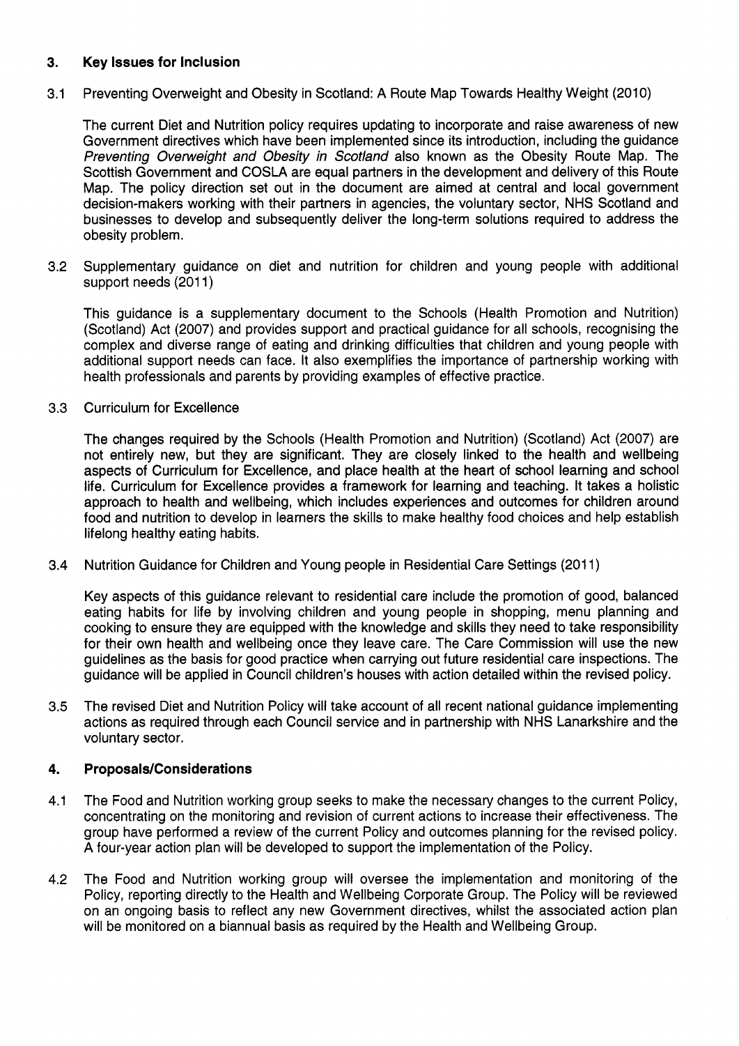## 3. Key Issues for Inclusion

3.1 Preventing Overweight and Obesity in Scotland: A Route Map Towards Healthy Weight (2010)

The current Diet and Nutrition policy requires updating to incorporate and raise awareness of new Government directives which have been implemented since its introduction, including the guidance *Preventing Overweight and Obesity in Scotland* also known as the Obesity Route Map. The Scottish Government and COSLA are equal partners in the development and delivery of this Route Map. The policy direction set out in the document are aimed at central and local government decision-makers working with their partners in agencies, the voluntary sector, NHS Scotland and businesses to develop and subsequently deliver the long-term solutions required to address the obesity problem.

3.2 Supplementary guidance on diet and nutrition for children and young people with additional support needs (2011)

This guidance is a supplementary document to the Schools (Health Promotion and Nutrition) (Scotland) Act (2007) and provides support and practical guidance for all schools, recognising the complex and diverse range of eating and drinking difficulties that children and young people with additional support needs can face. It also exemplifies the importance of partnership working with health professionals and parents by providing examples of effective practice.

3.3 Curriculum for Excellence

The changes required by the Schools (Health Promotion and Nutrition) (Scotland) Act (2007) are not entirely new, but they are significant. They are closely linked to the health and wellbeing aspects of Curriculum for Excellence, and place health at the heart of school learning and school life. Curriculum for Excellence provides a framework for learning and teaching. It takes a holistic approach to health and wellbeing, which includes experiences and outcomes for children around food and nutrition to develop in learners the skills to make healthy food choices and help establish lifelong healthy eating habits.

3.4 Nutrition Guidance for Children and Young people in Residential Care Settings (2011)

Key aspects of this guidance relevant to residential care include the promotion of good, balanced eating habits for life by involving children and young people in shopping, menu planning and cooking to ensure they are equipped with the knowledge and skills they need to take responsibility for their own health and wellbeing once they leave care. The Care Commission will use the new guidelines as the basis for good practice when carrying out future residential care inspections. The guidance will be applied in Council children's houses with action detailed within the revised policy.

3.5 The revised Diet and Nutrition Policy will take account of all recent national guidance implementing actions as required through each Council service and in partnership with NHS Lanarkshire and the voluntary sector.

## 4. Proposals/Considerations

4.1 The Food and Nutrition working group seeks to make the necessary changes to the current Policy, concentrating on the monitoring and revision of current actions to increase their effectiveness. The group have performed a review of the current Policy and outcomes planning for the revised policy. A four-year action plan will be developed to support the implementation of the Policy.

4.2 The Food and Nutrition working group will oversee the implementation and monitoring of the Policy, reporting directly to the Health and Wellbeing Corporate Group. The Policy will be reviewed on an ongoing basis to reflect any new Government directives, whilst the associated action plan will be monitored on a biannual basis as required by the Health and Wellbeing Group.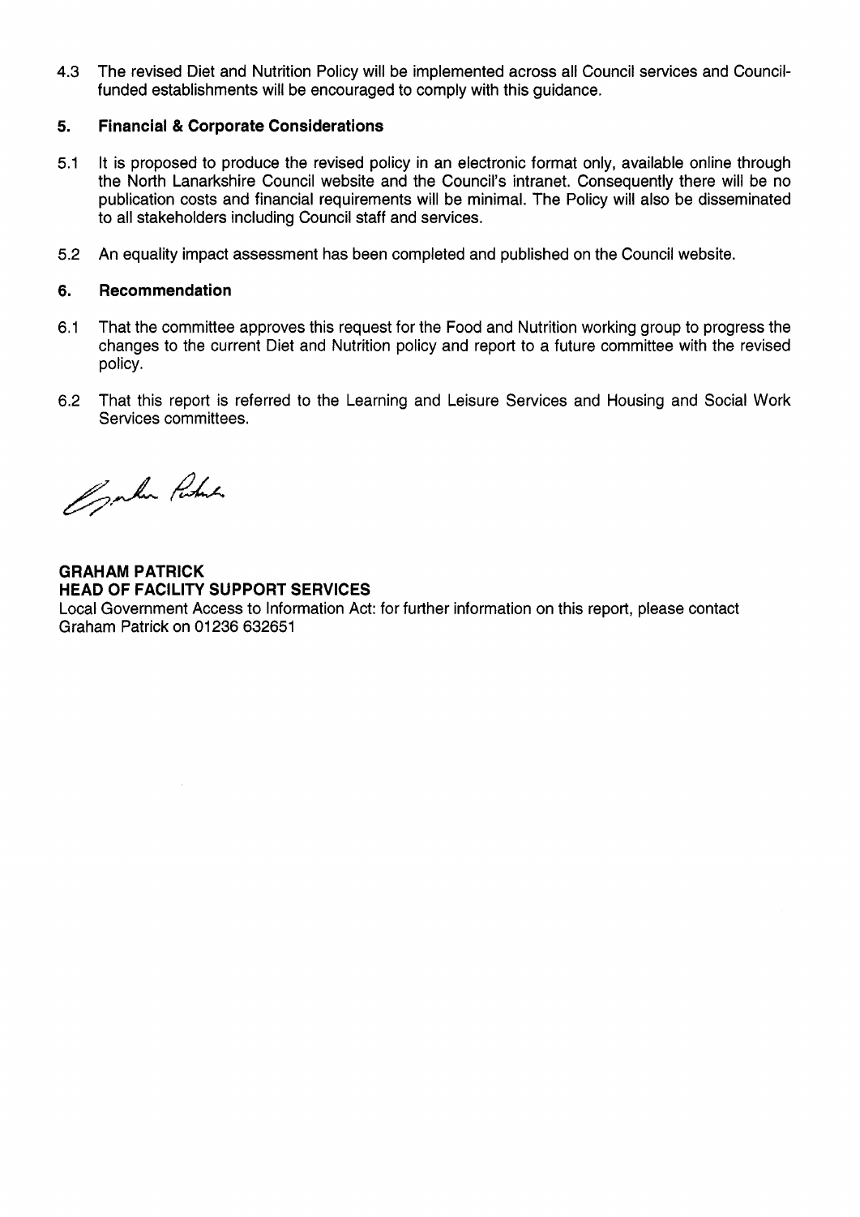4.3 The revised Diet and Nutrition Policy will be implemented across all Council services and Council-funded establishments will be encouraged to comply with this guidance.

## 5. Financial & Corporate Considerations

5.1 It is proposed to produce the revised policy in an electronic format only, available online through the North Lanarkshire Council website and the Council's intranet. Consequently there will be no publication costs and financial requirements will be minimal. The Policy will also be disseminated to all stakeholders including Council staff and services.

5.2 An equality impact assessment has been completed and published on the Council website.

## 6. Recommendation

6.1 That the committee approves this request for the Food and Nutrition working group to progress the changes to the current Diet and Nutrition policy and report to a future committee with the revised policy.

6.2 That this report is referred to the Learning and Leisure Services and Housing and Social Work Services committees.

**GRAHAM PATRICK**
**HEAD OF FACILITY SUPPORT SERVICES**
Local Government Access to Information Act: for further information on this report, please contact Graham Patrick on 01236 632651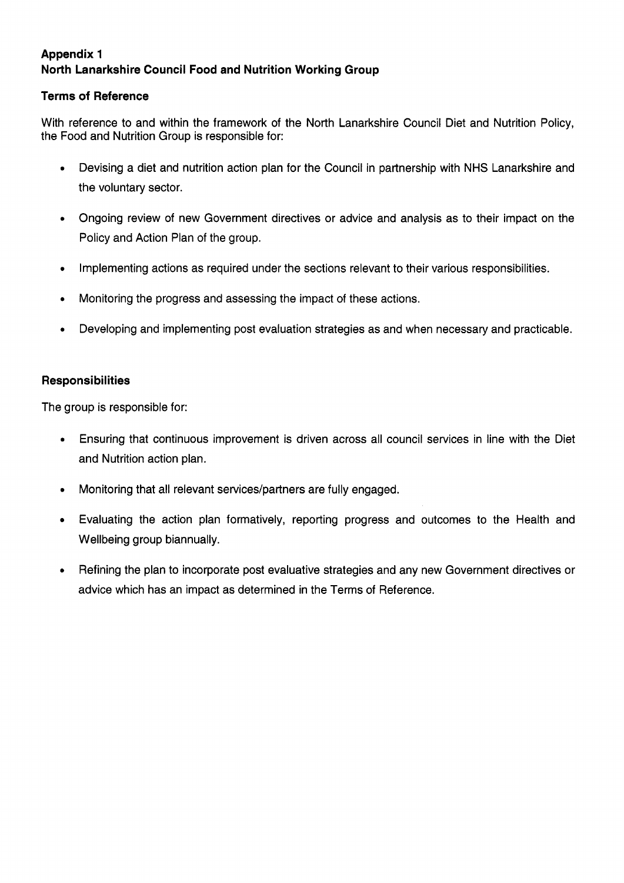**Appendix 1**
**North Lanarkshire Council Food and Nutrition Working Group**

**Terms of Reference**

With reference to and within the framework of the North Lanarkshire Council Diet and Nutrition Policy, the Food and Nutrition Group is responsible for:

- Devising a diet and nutrition action plan for the Council in partnership with NHS Lanarkshire and the voluntary sector.
- Ongoing review of new Government directives or advice and analysis as to their impact on the Policy and Action Plan of the group.
- Implementing actions as required under the sections relevant to their various responsibilities.
- Monitoring the progress and assessing the impact of these actions.
- Developing and implementing post evaluation strategies as and when necessary and practicable.

**Responsibilities**

The group is responsible for:

- Ensuring that continuous improvement is driven across all council services in line with the Diet and Nutrition action plan.
- Monitoring that all relevant services/partners are fully engaged.
- Evaluating the action plan formatively, reporting progress and outcomes to the Health and Wellbeing group biannually.
- Refining the plan to incorporate post evaluative strategies and any new Government directives or advice which has an impact as determined in the Terms of Reference.